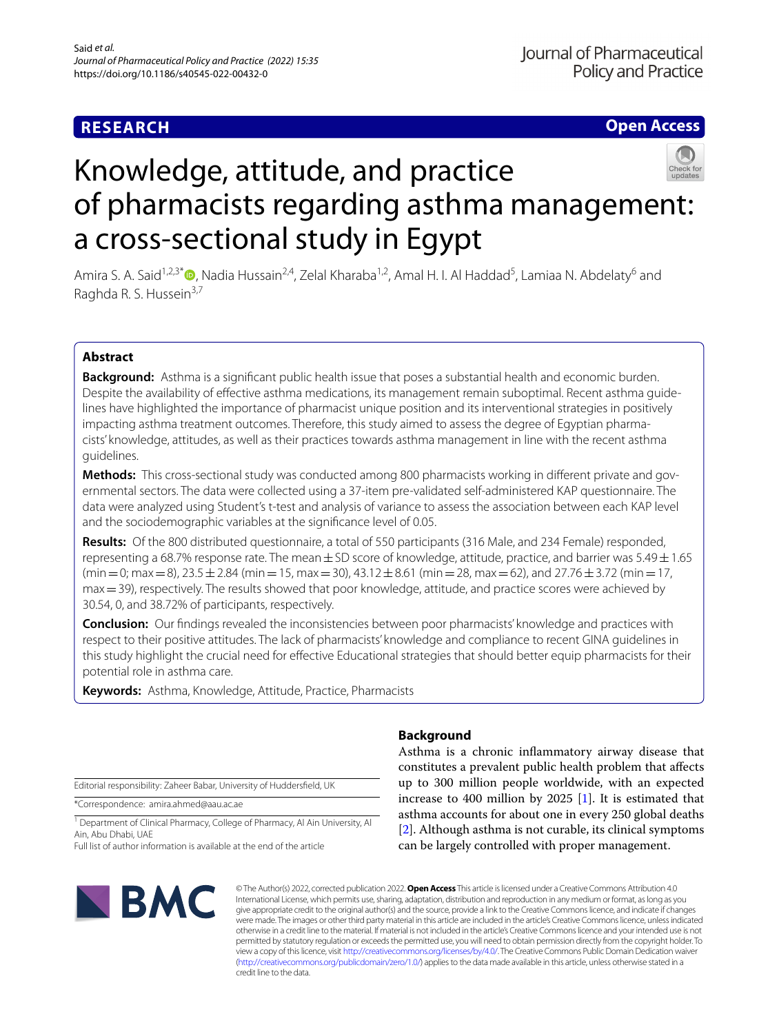# Knowledge, attitude, and practice of pharmacists regarding asthma management: a cross-sectional study in Egypt

Amira S. A. Said[1,2,3*], Nadia Hussain[2,4], Zelal Kharaba[1,2], Amal H. I. Al Haddad[5], Lamiaa N. Abdelaty[6] and Raghda R. S. Hussein[3,7]

## Abstract

**Background:** Asthma is a significant public health issue that poses a substantial health and economic burden. Despite the availability of effective asthma medications, its management remain suboptimal. Recent asthma guidelines have highlighted the importance of pharmacist unique position and its interventional strategies in positively impacting asthma treatment outcomes. Therefore, this study aimed to assess the degree of Egyptian pharmacists' knowledge, attitudes, as well as their practices towards asthma management in line with the recent asthma guidelines.

**Methods:** This cross-sectional study was conducted among 800 pharmacists working in different private and governmental sectors. The data were collected using a 37-item pre-validated self-administered KAP questionnaire. The data were analyzed using Student's t-test and analysis of variance to assess the association between each KAP level and the sociodemographic variables at the significance level of 0.05.

**Results:** Of the 800 distributed questionnaire, a total of 550 participants (316 Male, and 234 Female) responded, representing a 68.7% response rate. The mean $\pm$ SD score of knowledge, attitude, practice, and barrier was 5.49 $\pm$ 1.65 (min = 0; max = 8), 23.5 $\pm$ 2.84 (min = 15, max = 30), 43.12 $\pm$ 8.61 (min = 28, max = 62), and 27.76 $\pm$ 3.72 (min = 17, max = 39), respectively. The results showed that poor knowledge, attitude, and practice scores were achieved by 30.54, 0, and 38.72% of participants, respectively.

**Conclusion:** Our findings revealed the inconsistencies between poor pharmacists' knowledge and practices with respect to their positive attitudes. The lack of pharmacists' knowledge and compliance to recent GINA guidelines in this study highlight the crucial need for effective Educational strategies that should better equip pharmacists for their potential role in asthma care.

**Keywords:** Asthma, Knowledge, Attitude, Practice, Pharmacists

Editorial responsibility: Zaheer Babar, University of Huddersfield, UK

*Correspondence: amira.ahmed@aau.ac.ae

[1] Department of Clinical Pharmacy, College of Pharmacy, Al Ain University, Al Ain, Abu Dhabi, UAE

Full list of author information is available at the end of the article

## Background

Asthma is a chronic inflammatory airway disease that constitutes a prevalent public health problem that affects up to 300 million people worldwide, with an expected increase to 400 million by 2025 [1]. It is estimated that asthma accounts for about one in every 250 global deaths [2]. Although asthma is not curable, its clinical symptoms can be largely controlled with proper management.

© The Author(s) 2022, corrected publication 2022. **Open Access** This article is licensed under a Creative Commons Attribution 4.0 International License, which permits use, sharing, adaptation, distribution and reproduction in any medium or format, as long as you give appropriate credit to the original author(s) and the source, provide a link to the Creative Commons licence, and indicate if changes were made. The images or other third party material in this article are included in the article's Creative Commons licence, unless indicated otherwise in a credit line to the material. If material is not included in the article's Creative Commons licence and your intended use is not permitted by statutory regulation or exceeds the permitted use, you will need to obtain permission directly from the copyright holder. To view a copy of this licence, visit http://creativecommons.org/licenses/by/4.0/. The Creative Commons Public Domain Dedication waiver (http://creativecommons.org/publicdomain/zero/1.0/) applies to the data made available in this article, unless otherwise stated in a credit line to the data.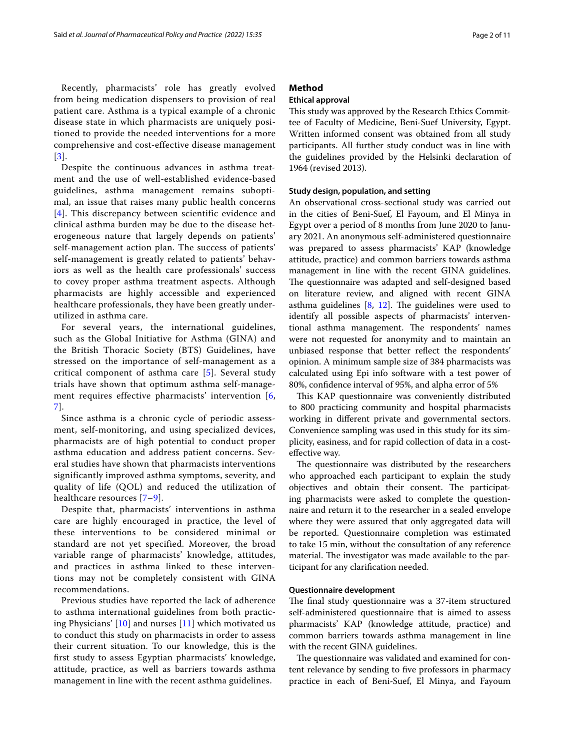Recently, pharmacists' role has greatly evolved from being medication dispensers to provision of real patient care. Asthma is a typical example of a chronic disease state in which pharmacists are uniquely positioned to provide the needed interventions for a more comprehensive and cost-effective disease management [3].

Despite the continuous advances in asthma treatment and the use of well-established evidence-based guidelines, asthma management remains suboptimal, an issue that raises many public health concerns [4]. This discrepancy between scientific evidence and clinical asthma burden may be due to the disease heterogeneous nature that largely depends on patients' self-management action plan. The success of patients' self-management is greatly related to patients' behaviors as well as the health care professionals' success to covey proper asthma treatment aspects. Although pharmacists are highly accessible and experienced healthcare professionals, they have been greatly underutilized in asthma care.

For several years, the international guidelines, such as the Global Initiative for Asthma (GINA) and the British Thoracic Society (BTS) Guidelines, have stressed on the importance of self-management as a critical component of asthma care [5]. Several study trials have shown that optimum asthma self-management requires effective pharmacists' intervention [6, 7].

Since asthma is a chronic cycle of periodic assessment, self-monitoring, and using specialized devices, pharmacists are of high potential to conduct proper asthma education and address patient concerns. Several studies have shown that pharmacists interventions significantly improved asthma symptoms, severity, and quality of life (QOL) and reduced the utilization of healthcare resources [7–9].

Despite that, pharmacists' interventions in asthma care are highly encouraged in practice, the level of these interventions to be considered minimal or standard are not yet specified. Moreover, the broad variable range of pharmacists' knowledge, attitudes, and practices in asthma linked to these interventions may not be completely consistent with GINA recommendations.

Previous studies have reported the lack of adherence to asthma international guidelines from both practicing Physicians' [10] and nurses [11] which motivated us to conduct this study on pharmacists in order to assess their current situation. To our knowledge, this is the first study to assess Egyptian pharmacists' knowledge, attitude, practice, as well as barriers towards asthma management in line with the recent asthma guidelines.

## Method

### Ethical approval

This study was approved by the Research Ethics Committee of Faculty of Medicine, Beni-Suef University, Egypt. Written informed consent was obtained from all study participants. All further study conduct was in line with the guidelines provided by the Helsinki declaration of 1964 (revised 2013).

### Study design, population, and setting

An observational cross-sectional study was carried out in the cities of Beni-Suef, El Fayoum, and El Minya in Egypt over a period of 8 months from June 2020 to January 2021. An anonymous self-administered questionnaire was prepared to assess pharmacists' KAP (knowledge attitude, practice) and common barriers towards asthma management in line with the recent GINA guidelines. The questionnaire was adapted and self-designed based on literature review, and aligned with recent GINA asthma guidelines [8, 12]. The guidelines were used to identify all possible aspects of pharmacists' interventional asthma management. The respondents' names were not requested for anonymity and to maintain an unbiased response that better reflect the respondents' opinion. A minimum sample size of 384 pharmacists was calculated using Epi info software with a test power of 80%, confidence interval of 95%, and alpha error of 5%

This KAP questionnaire was conveniently distributed to 800 practicing community and hospital pharmacists working in different private and governmental sectors. Convenience sampling was used in this study for its simplicity, easiness, and for rapid collection of data in a cost-effective way.

The questionnaire was distributed by the researchers who approached each participant to explain the study objectives and obtain their consent. The participating pharmacists were asked to complete the questionnaire and return it to the researcher in a sealed envelope where they were assured that only aggregated data will be reported. Questionnaire completion was estimated to take 15 min, without the consultation of any reference material. The investigator was made available to the participant for any clarification needed.

### Questionnaire development

The final study questionnaire was a 37-item structured self-administered questionnaire that is aimed to assess pharmacists' KAP (knowledge attitude, practice) and common barriers towards asthma management in line with the recent GINA guidelines.

The questionnaire was validated and examined for content relevance by sending to five professors in pharmacy practice in each of Beni-Suef, El Minya, and Fayoum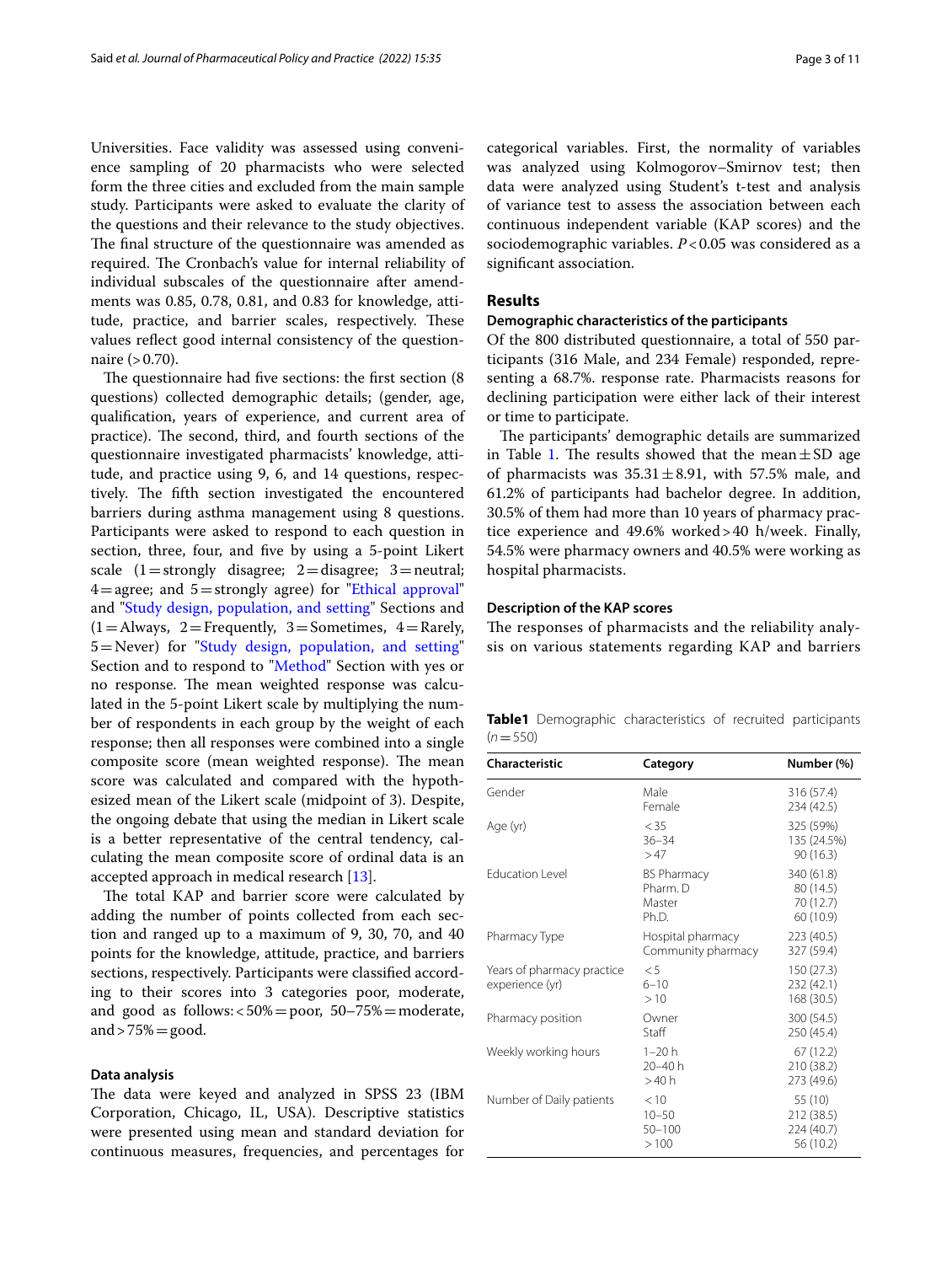Universities. Face validity was assessed using convenience sampling of 20 pharmacists who were selected form the three cities and excluded from the main sample study. Participants were asked to evaluate the clarity of the questions and their relevance to the study objectives. The final structure of the questionnaire was amended as required. The Cronbach's value for internal reliability of individual subscales of the questionnaire after amendments was 0.85, 0.78, 0.81, and 0.83 for knowledge, attitude, practice, and barrier scales, respectively. These values reflect good internal consistency of the questionnaire (>0.70).

The questionnaire had five sections: the first section (8 questions) collected demographic details; (gender, age, qualification, years of experience, and current area of practice). The second, third, and fourth sections of the questionnaire investigated pharmacists' knowledge, attitude, and practice using 9, 6, and 14 questions, respectively. The fifth section investigated the encountered barriers during asthma management using 8 questions. Participants were asked to respond to each question in section, three, four, and five by using a 5-point Likert scale (1 = strongly disagree; 2 = disagree; 3 = neutral; 4 = agree; and 5 = strongly agree) for "Ethical approval" and "Study design, population, and setting" Sections and (1 = Always, 2 = Frequently, 3 = Sometimes, 4 = Rarely, 5 = Never) for "Study design, population, and setting" Section and to respond to "Method" Section with yes or no response. The mean weighted response was calculated in the 5-point Likert scale by multiplying the number of respondents in each group by the weight of each response; then all responses were combined into a single composite score (mean weighted response). The mean score was calculated and compared with the hypothesized mean of the Likert scale (midpoint of 3). Despite, the ongoing debate that using the median in Likert scale is a better representative of the central tendency, calculating the mean composite score of ordinal data is an accepted approach in medical research [13].

The total KAP and barrier score were calculated by adding the number of points collected from each section and ranged up to a maximum of 9, 30, 70, and 40 points for the knowledge, attitude, practice, and barriers sections, respectively. Participants were classified according to their scores into 3 categories poor, moderate, and good as follows: <50% = poor, 50–75% = moderate, and >75% = good.

#### Data analysis

The data were keyed and analyzed in SPSS 23 (IBM Corporation, Chicago, IL, USA). Descriptive statistics were presented using mean and standard deviation for continuous measures, frequencies, and percentages for categorical variables. First, the normality of variables was analyzed using Kolmogorov–Smirnov test; then data were analyzed using Student's t-test and analysis of variance test to assess the association between each continuous independent variable (KAP scores) and the sociodemographic variables. $P < 0.05$ was considered as a significant association.

## Results

#### Demographic characteristics of the participants

Of the 800 distributed questionnaire, a total of 550 participants (316 Male, and 234 Female) responded, representing a 68.7%. response rate. Pharmacists reasons for declining participation were either lack of their interest or time to participate.

The participants' demographic details are summarized in Table 1. The results showed that the mean ± SD age of pharmacists was 35.31 ± 8.91, with 57.5% male, and 61.2% of participants had bachelor degree. In addition, 30.5% of them had more than 10 years of pharmacy practice experience and 49.6% worked > 40 h/week. Finally, 54.5% were pharmacy owners and 40.5% were working as hospital pharmacists.

#### Description of the KAP scores

The responses of pharmacists and the reliability analysis on various statements regarding KAP and barriers

**Table1** Demographic characteristics of recruited participants (n = 550)

| Characteristic | Category | Number (%) |
|---|---|---|
| Gender | Male | 316 (57.4) |
| | Female | 234 (42.5) |
| Age (yr) | < 35 | 325 (59%) |
| | 36–34 | 135 (24.5%) |
| | > 47 | 90 (16.3) |
| Education Level | BS Pharmacy | 340 (61.8) |
| | Pharm. D | 80 (14.5) |
| | Master | 70 (12.7) |
| | Ph.D. | 60 (10.9) |
| Pharmacy Type | Hospital pharmacy | 223 (40.5) |
| | Community pharmacy | 327 (59.4) |
| Years of pharmacy practice experience (yr) | < 5 | 150 (27.3) |
| | 6–10 | 232 (42.1) |
| | > 10 | 168 (30.5) |
| Pharmacy position | Owner | 300 (54.5) |
| | Staff | 250 (45.4) |
| Weekly working hours | 1–20 h | 67 (12.2) |
| | 20–40 h | 210 (38.2) |
| | > 40 h | 273 (49.6) |
| Number of Daily patients | < 10 | 55 (10) |
| | 10–50 | 212 (38.5) |
| | 50–100 | 224 (40.7) |
| | > 100 | 56 (10.2) |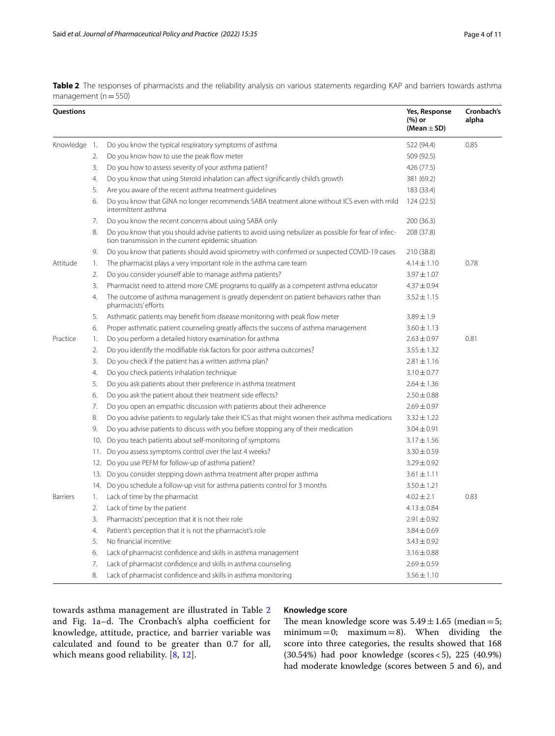**Table 2** The responses of pharmacists and the reliability analysis on various statements regarding KAP and barriers towards asthma management (n = 550)

| Questions | | | Yes, Response (%) or (Mean ± SD) | Cronbach's alpha |
|---|---|---|---|---|
| Knowledge | 1. | Do you know the typical respiratory symptoms of asthma | 522 (94.4) | 0.85 |
| | 2. | Do you know how to use the peak flow meter | 509 (92.5) | |
| | 3. | Do you how to assess severity of your asthma patient? | 426 (77.5) | |
| | 4. | Do you know that using Steroid inhalation can affect significantly child's growth | 381 (69.2) | |
| | 5. | Are you aware of the recent asthma treatment guidelines | 183 (33.4) | |
| | 6. | Do you know that GINA no longer recommends SABA treatment alone without ICS even with mild intermittent asthma | 124 (22.5) | |
| | 7. | Do you know the recent concerns about using SABA only | 200 (36.3) | |
| | 8. | Do you know that you should advise patients to avoid using nebulizer as possible for fear of infection transmission in the current epidemic situation | 208 (37.8) | |
| | 9. | Do you know that patients should avoid spirometry with confirmed or suspected COVID-19 cases | 210 (38.8) | |
| Attitude | 1. | The pharmacist plays a very important role in the asthma care team | 4.14 ± 1.10 | 0.78 |
| | 2. | Do you consider yourself able to manage asthma patients? | 3.97 ± 1.07 | |
| | 3. | Pharmacist need to attend more CME programs to qualify as a competent asthma educator | 4.37 ± 0.94 | |
| | 4. | The outcome of asthma management is greatly dependent on patient behaviors rather than pharmacists' efforts | 3.52 ± 1.15 | |
| | 5. | Asthmatic patients may benefit from disease monitoring with peak flow meter | 3.89 ± 1.9 | |
| | 6. | Proper asthmatic patient counseling greatly affects the success of asthma management | 3.60 ± 1.13 | |
| Practice | 1. | Do you perform a detailed history examination for asthma | 2.63 ± 0.97 | 0.81 |
| | 2. | Do you identify the modifiable risk factors for poor asthma outcomes? | 3.55 ± 1.32 | |
| | 3. | Do you check if the patient has a written asthma plan? | 2.81 ± 1.16 | |
| | 4. | Do you check patients inhalation technique | 3.10 ± 0.77 | |
| | 5. | Do you ask patients about their preference in asthma treatment | 2.64 ± 1.36 | |
| | 6. | Do you ask the patient about their treatment side effects? | 2.50 ± 0.88 | |
| | 7. | Do you open an empathic discussion with patients about their adherence | 2.69 ± 0.97 | |
| | 8. | Do you advise patients to regularly take their ICS as that might worsen their asthma medications | 3.32 ± 1.22 | |
| | 9. | Do you advise patients to discuss with you before stopping any of their medication | 3.04 ± 0.91 | |
| | 10. | Do you teach patients about self-monitoring of symptoms | 3.17 ± 1.56 | |
| | 11. | Do you assess symptoms control over the last 4 weeks? | 3.30 ± 0.59 | |
| | 12. | Do you use PEFM for follow-up of asthma patient? | 3.29 ± 0.92 | |
| | 13. | Do you consider stepping down asthma treatment after proper asthma | 3.61 ± 1.11 | |
| | 14. | Do you schedule a follow-up visit for asthma patients control for 3 months | 3.50 ± 1.21 | |
| Barriers | 1. | Lack of time by the pharmacist | 4.02 ± 2.1 | 0.83 |
| | 2. | Lack of time by the patient | 4.13 ± 0.84 | |
| | 3. | Pharmacists' perception that it is not their role | 2.91 ± 0.92 | |
| | 4. | Patient's perception that it is not the pharmacist's role | 3.84 ± 0.69 | |
| | 5. | No financial incentive | 3.43 ± 0.92 | |
| | 6. | Lack of pharmacist confidence and skills in asthma management | 3.16 ± 0.88 | |
| | 7. | Lack of pharmacist confidence and skills in asthma counseling | 2.69 ± 0.59 | |
| | 8. | Lack of pharmacist confidence and skills in asthma monitoring | 3.56 ± 1.10 | |

towards asthma management are illustrated in Table 2 and Fig. 1a–d. The Cronbach's alpha coefficient for knowledge, attitude, practice, and barrier variable was calculated and found to be greater than 0.7 for all, which means good reliability. [8, 12].

### Knowledge score

The mean knowledge score was 5.49 ± 1.65 (median = 5; minimum = 0; maximum = 8). When dividing the score into three categories, the results showed that 168 (30.54%) had poor knowledge (scores < 5), 225 (40.9%) had moderate knowledge (scores between 5 and 6), and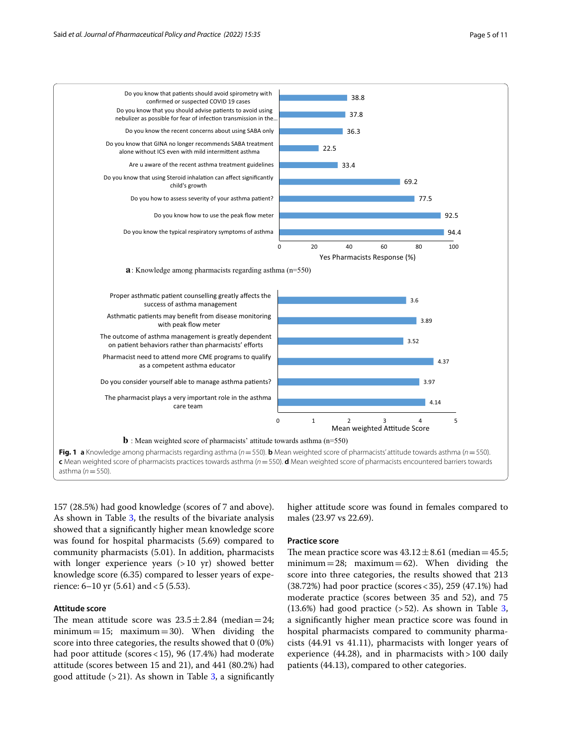Do you know that patients should avoid spirometry with confirmed or suspected COVID 19 cases: 38.8

Do you know that you should advise patients to avoid using nebulizer as possible for fear of infection transmission in the...: 37.8

Do you know the recent concerns about using SABA only: 36.3

Do you know that GINA no longer recommends SABA treatment alone without ICS even with mild intermittent asthma: 22.5

Are u aware of the recent asthma treatment guidelines: 33.4

Do you know that using Steroid inhalation can affect significantly child's growth: 69.2

Do you how to assess severity of your asthma patient?: 77.5

Do you know how to use the peak flow meter: 92.5

Do you know the typical respiratory symptoms of asthma: 94.4

Yes Pharmacists Response (%)

**a**: Knowledge among pharmacists regarding asthma (n=550)

Proper asthmatic patient counselling greatly affects the success of asthma management: 3.6

Asthmatic patients may benefit from disease monitoring with peak flow meter: 3.89

The outcome of asthma management is greatly dependent on patient behaviors rather than pharmacists' efforts: 3.52

Pharmacist need to attend more CME programs to qualify as a competent asthma educator: 4.37

Do you consider yourself able to manage asthma patients?: 3.97

The pharmacist plays a very important role in the asthma care team: 4.14

Mean weighted Attitude Score

**b** : Mean weighted score of pharmacists' attitude towards asthma (n=550)

**Fig. 1** **a** Knowledge among pharmacists regarding asthma ($n = 550$). **b** Mean weighted score of pharmacists' attitude towards asthma ($n = 550$). **c** Mean weighted score of pharmacists practices towards asthma ($n = 550$). **d** Mean weighted score of pharmacists encountered barriers towards asthma ($n = 550$).

157 (28.5%) had good knowledge (scores of 7 and above). As shown in Table 3, the results of the bivariate analysis showed that a significantly higher mean knowledge score was found for hospital pharmacists (5.69) compared to community pharmacists (5.01). In addition, pharmacists with longer experience years (>10 yr) showed better knowledge score (6.35) compared to lesser years of experience: 6–10 yr (5.61) and <5 (5.53).

### Attitude score

The mean attitude score was $23.5 \pm 2.84$ (median = 24; minimum = 15; maximum = 30). When dividing the score into three categories, the results showed that 0 (0%) had poor attitude (scores < 15), 96 (17.4%) had moderate attitude (scores between 15 and 21), and 441 (80.2%) had good attitude (>21). As shown in Table 3, a significantly higher attitude score was found in females compared to males (23.97 vs 22.69).

### Practice score

The mean practice score was $43.12 \pm 8.61$ (median = 45.5; minimum = 28; maximum = 62). When dividing the score into three categories, the results showed that 213 (38.72%) had poor practice (scores < 35), 259 (47.1%) had moderate practice (scores between 35 and 52), and 75 (13.6%) had good practice (>52). As shown in Table 3, a significantly higher mean practice score was found in hospital pharmacists compared to community pharmacists (44.91 vs 41.11), pharmacists with longer years of experience (44.28), and in pharmacists with >100 daily patients (44.13), compared to other categories.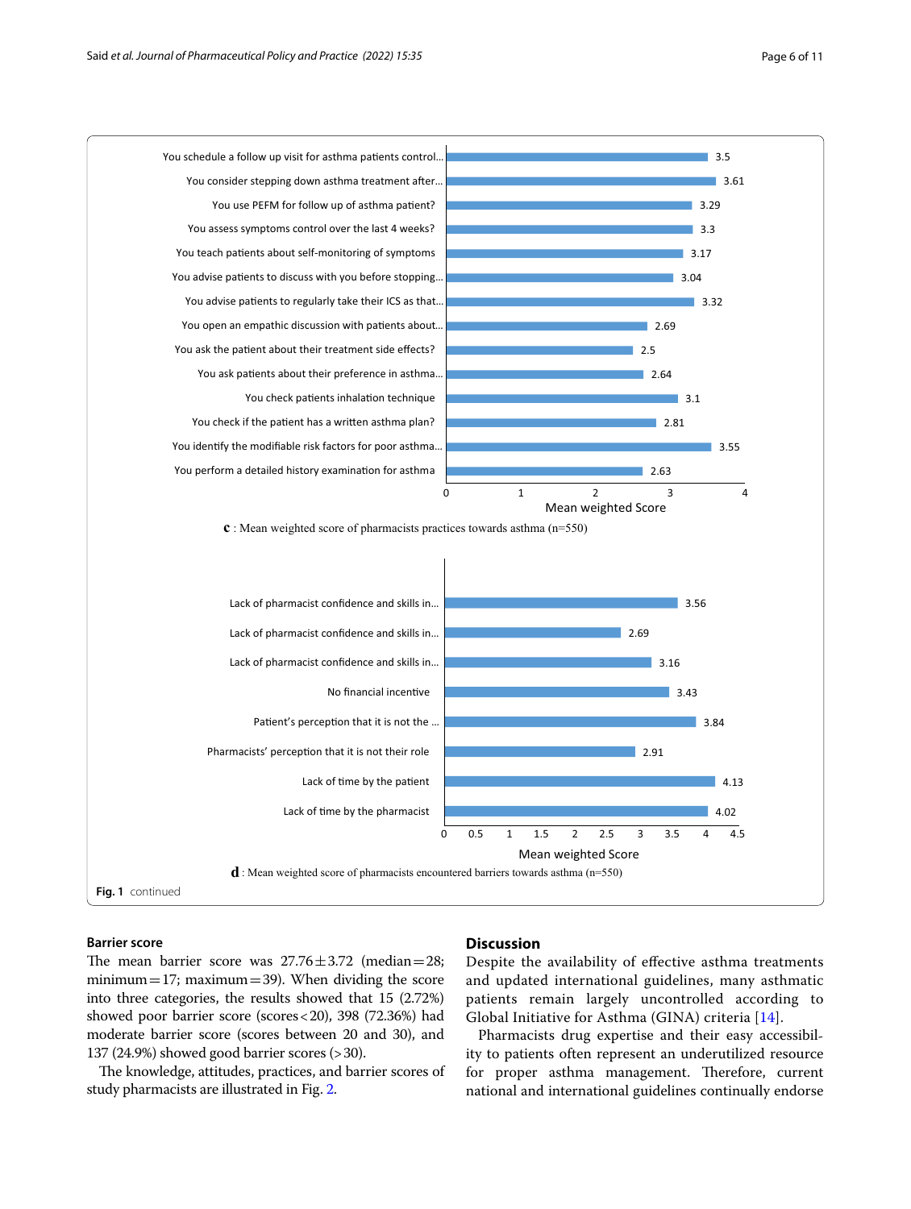| Practice item | Mean weighted score |
| --- | --- |
| You schedule a follow up visit for asthma patients control... | 3.5 |
| You consider stepping down asthma treatment after... | 3.61 |
| You use PEFM for follow up of asthma patient? | 3.29 |
| You assess symptoms control over the last 4 weeks? | 3.3 |
| You teach patients about self-monitoring of symptoms | 3.17 |
| You advise patients to discuss with you before stopping... | 3.04 |
| You advise patients to regularly take their ICS as that... | 3.32 |
| You open an empathic discussion with patients about... | 2.69 |
| You ask the patient about their treatment side effects? | 2.5 |
| You ask patients about their preference in asthma... | 2.64 |
| You check patients inhalation technique | 3.1 |
| You check if the patient has a written asthma plan? | 2.81 |
| You identify the modifiable risk factors for poor asthma... | 3.55 |
| You perform a detailed history examination for asthma | 2.63 |

**c**: Mean weighted score of pharmacists practices towards asthma (n=550)

| Barrier | Mean weighted score |
| --- | --- |
| Lack of pharmacist confidence and skills in... | 3.56 |
| Lack of pharmacist confidence and skills in... | 2.69 |
| Lack of pharmacist confidence and skills in... | 3.16 |
| No financial incentive | 3.43 |
| Patient's perception that it is not the ... | 3.84 |
| Pharmacists' perception that it is not their role | 2.91 |
| Lack of time by the patient | 4.13 |
| Lack of time by the pharmacist | 4.02 |

**d**: Mean weighted score of pharmacists encountered barriers towards asthma (n=550)

**Fig. 1** continued

### Barrier score

The mean barrier score was 27.76 ± 3.72 (median = 28; minimum = 17; maximum = 39). When dividing the score into three categories, the results showed that 15 (2.72%) showed poor barrier score (scores < 20), 398 (72.36%) had moderate barrier score (scores between 20 and 30), and 137 (24.9%) showed good barrier scores (> 30).

The knowledge, attitudes, practices, and barrier scores of study pharmacists are illustrated in Fig. 2.

## Discussion

Despite the availability of effective asthma treatments and updated international guidelines, many asthmatic patients remain largely uncontrolled according to Global Initiative for Asthma (GINA) criteria [14].

Pharmacists drug expertise and their easy accessibility to patients often represent an underutilized resource for proper asthma management. Therefore, current national and international guidelines continually endorse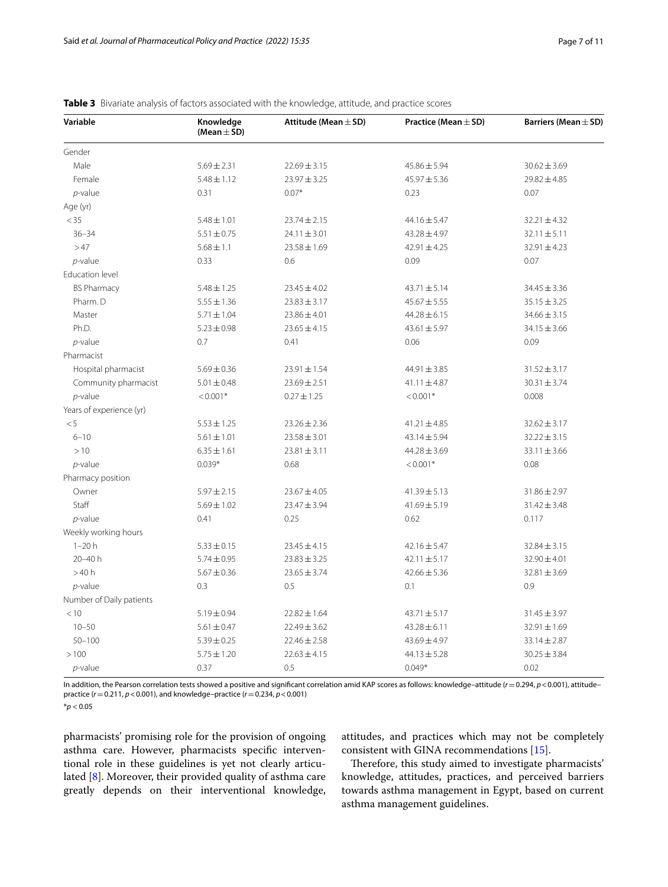**Table 3** Bivariate analysis of factors associated with the knowledge, attitude, and practice scores

| Variable | Knowledge (Mean ± SD) | Attitude (Mean ± SD) | Practice (Mean ± SD) | Barriers (Mean ± SD) |
|---|---|---|---|---|
| Gender | | | | |
| Male | 5.69 ± 2.31 | 22.69 ± 3.15 | 45.86 ± 5.94 | 30.62 ± 3.69 |
| Female | 5.48 ± 1.12 | 23.97 ± 3.25 | 45.97 ± 5.36 | 29.82 ± 4.85 |
| *p*-value | 0.31 | 0.07* | 0.23 | 0.07 |
| Age (yr) | | | | |
| < 35 | 5.48 ± 1.01 | 23.74 ± 2.15 | 44.16 ± 5.47 | 32.21 ± 4.32 |
| 36–34 | 5.51 ± 0.75 | 24.11 ± 3.01 | 43.28 ± 4.97 | 32.11 ± 5.11 |
| > 47 | 5.68 ± 1.1 | 23.58 ± 1.69 | 42.91 ± 4.25 | 32.91 ± 4.23 |
| *p*-value | 0.33 | 0.6 | 0.09 | 0.07 |
| Education level | | | | |
| BS Pharmacy | 5.48 ± 1.25 | 23.45 ± 4.02 | 43.71 ± 5.14 | 34.45 ± 3.36 |
| Pharm. D | 5.55 ± 1.36 | 23.83 ± 3.17 | 45.67 ± 5.55 | 35.15 ± 3.25 |
| Master | 5.71 ± 1.04 | 23.86 ± 4.01 | 44.28 ± 6.15 | 34.66 ± 3.15 |
| Ph.D. | 5.23 ± 0.98 | 23.65 ± 4.15 | 43.61 ± 5.97 | 34.15 ± 3.66 |
| *p*-value | 0.7 | 0.41 | 0.06 | 0.09 |
| Pharmacist | | | | |
| Hospital pharmacist | 5.69 ± 0.36 | 23.91 ± 1.54 | 44.91 ± 3.85 | 31.52 ± 3.17 |
| Community pharmacist | 5.01 ± 0.48 | 23.69 ± 2.51 | 41.11 ± 4.87 | 30.31 ± 3.74 |
| *p*-value | < 0.001* | 0.27 ± 1.25 | < 0.001* | 0.008 |
| Years of experience (yr) | | | | |
| < 5 | 5.53 ± 1.25 | 23.26 ± 2.36 | 41.21 ± 4.85 | 32.62 ± 3.17 |
| 6–10 | 5.61 ± 1.01 | 23.58 ± 3.01 | 43.14 ± 5.94 | 32.22 ± 3.15 |
| > 10 | 6.35 ± 1.61 | 23.81 ± 3.11 | 44.28 ± 3.69 | 33.11 ± 3.66 |
| *p*-value | 0.039* | 0.68 | < 0.001* | 0.08 |
| Pharmacy position | | | | |
| Owner | 5.97 ± 2.15 | 23.67 ± 4.05 | 41.39 ± 5.13 | 31.86 ± 2.97 |
| Staff | 5.69 ± 1.02 | 23.47 ± 3.94 | 41.69 ± 5.19 | 31.42 ± 3.48 |
| *p*-value | 0.41 | 0.25 | 0.62 | 0.117 |
| Weekly working hours | | | | |
| 1–20 h | 5.33 ± 0.15 | 23.45 ± 4.15 | 42.16 ± 5.47 | 32.84 ± 3.15 |
| 20–40 h | 5.74 ± 0.95 | 23.83 ± 3.25 | 42.11 ± 5.17 | 32.90 ± 4.01 |
| > 40 h | 5.67 ± 0.36 | 23.65 ± 3.74 | 42.66 ± 5.36 | 32.81 ± 3.69 |
| *p*-value | 0.3 | 0.5 | 0.1 | 0.9 |
| Number of Daily patients | | | | |
| < 10 | 5.19 ± 0.94 | 22.82 ± 1.64 | 43.71 ± 5.17 | 31.45 ± 3.97 |
| 10–50 | 5.61 ± 0.47 | 22.49 ± 3.62 | 43.28 ± 6.11 | 32.91 ± 1.69 |
| 50–100 | 5.39 ± 0.25 | 22.46 ± 2.58 | 43.69 ± 4.97 | 33.14 ± 2.87 |
| > 100 | 5.75 ± 1.20 | 22.63 ± 4.15 | 44.13 ± 5.28 | 30.25 ± 3.84 |
| *p*-value | 0.37 | 0.5 | 0.049* | 0.02 |

In addition, the Pearson correlation tests showed a positive and significant correlation amid KAP scores as follows: knowledge–attitude ($r = 0.294$, $p < 0.001$), attitude–practice ($r = 0.211$, $p < 0.001$), and knowledge–practice ($r = 0.234$, $p < 0.001$)

*$p < 0.05$

pharmacists' promising role for the provision of ongoing asthma care. However, pharmacists specific interventional role in these guidelines is yet not clearly articulated [8]. Moreover, their provided quality of asthma care greatly depends on their interventional knowledge, attitudes, and practices which may not be completely consistent with GINA recommendations [15].

Therefore, this study aimed to investigate pharmacists' knowledge, attitudes, practices, and perceived barriers towards asthma management in Egypt, based on current asthma management guidelines.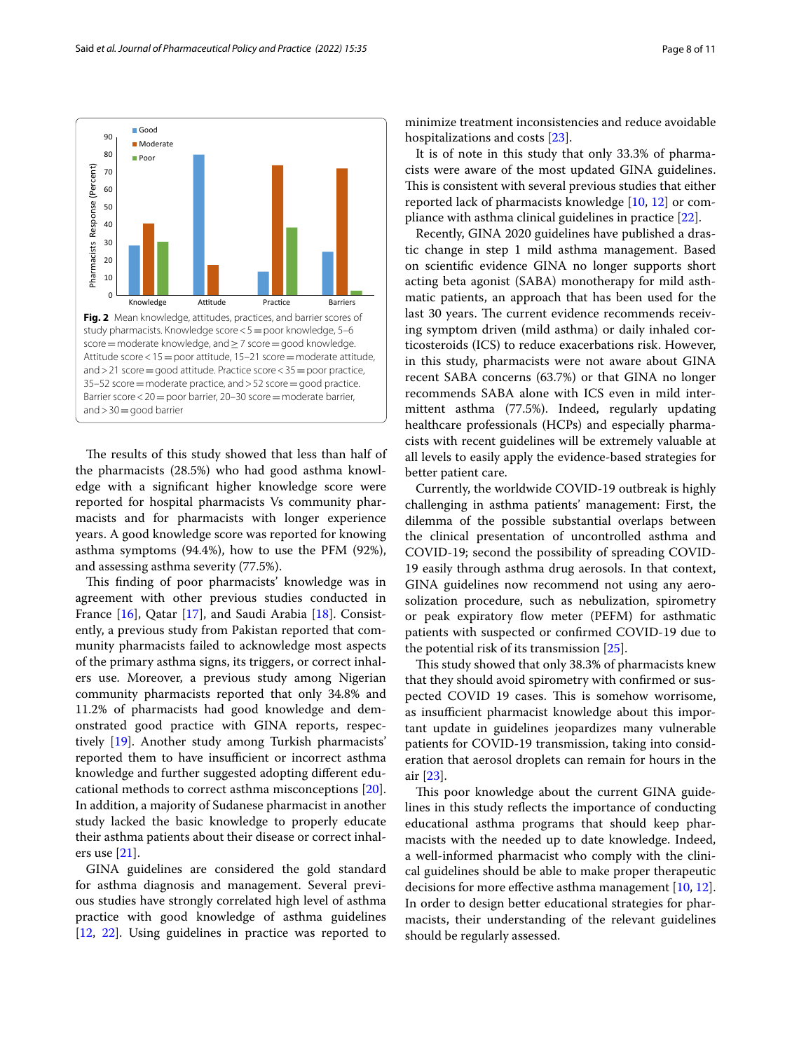Fig. 2 Mean knowledge, attitudes, practices, and barrier scores of study pharmacists. Knowledge score < 5 = poor knowledge, 5–6 score = moderate knowledge, and ≥ 7 score = good knowledge. Attitude score < 15 = poor attitude, 15–21 score = moderate attitude, and > 21 score = good attitude. Practice score < 35 = poor practice, 35–52 score = moderate practice, and > 52 score = good practice. Barrier score < 20 = poor barrier, 20–30 score = moderate barrier, and > 30 = good barrier

The results of this study showed that less than half of the pharmacists (28.5%) who had good asthma knowledge with a significant higher knowledge score were reported for hospital pharmacists Vs community pharmacists and for pharmacists with longer experience years. A good knowledge score was reported for knowing asthma symptoms (94.4%), how to use the PFM (92%), and assessing asthma severity (77.5%).

This finding of poor pharmacists' knowledge was in agreement with other previous studies conducted in France [16], Qatar [17], and Saudi Arabia [18]. Consistently, a previous study from Pakistan reported that community pharmacists failed to acknowledge most aspects of the primary asthma signs, its triggers, or correct inhalers use. Moreover, a previous study among Nigerian community pharmacists reported that only 34.8% and 11.2% of pharmacists had good knowledge and demonstrated good practice with GINA reports, respectively [19]. Another study among Turkish pharmacists' reported them to have insufficient or incorrect asthma knowledge and further suggested adopting different educational methods to correct asthma misconceptions [20]. In addition, a majority of Sudanese pharmacist in another study lacked the basic knowledge to properly educate their asthma patients about their disease or correct inhalers use [21].

GINA guidelines are considered the gold standard for asthma diagnosis and management. Several previous studies have strongly correlated high level of asthma practice with good knowledge of asthma guidelines [12, 22]. Using guidelines in practice was reported to minimize treatment inconsistencies and reduce avoidable hospitalizations and costs [23].

It is of note in this study that only 33.3% of pharmacists were aware of the most updated GINA guidelines. This is consistent with several previous studies that either reported lack of pharmacists knowledge [10, 12] or compliance with asthma clinical guidelines in practice [22].

Recently, GINA 2020 guidelines have published a drastic change in step 1 mild asthma management. Based on scientific evidence GINA no longer supports short acting beta agonist (SABA) monotherapy for mild asthmatic patients, an approach that has been used for the last 30 years. The current evidence recommends receiving symptom driven (mild asthma) or daily inhaled corticosteroids (ICS) to reduce exacerbations risk. However, in this study, pharmacists were not aware about GINA recent SABA concerns (63.7%) or that GINA no longer recommends SABA alone with ICS even in mild intermittent asthma (77.5%). Indeed, regularly updating healthcare professionals (HCPs) and especially pharmacists with recent guidelines will be extremely valuable at all levels to easily apply the evidence-based strategies for better patient care.

Currently, the worldwide COVID-19 outbreak is highly challenging in asthma patients' management: First, the dilemma of the possible substantial overlaps between the clinical presentation of uncontrolled asthma and COVID-19; second the possibility of spreading COVID-19 easily through asthma drug aerosols. In that context, GINA guidelines now recommend not using any aerosolization procedure, such as nebulization, spirometry or peak expiratory flow meter (PEFM) for asthmatic patients with suspected or confirmed COVID-19 due to the potential risk of its transmission [25].

This study showed that only 38.3% of pharmacists knew that they should avoid spirometry with confirmed or suspected COVID 19 cases. This is somehow worrisome, as insufficient pharmacist knowledge about this important update in guidelines jeopardizes many vulnerable patients for COVID-19 transmission, taking into consideration that aerosol droplets can remain for hours in the air [23].

This poor knowledge about the current GINA guidelines in this study reflects the importance of conducting educational asthma programs that should keep pharmacists with the needed up to date knowledge. Indeed, a well-informed pharmacist who comply with the clinical guidelines should be able to make proper therapeutic decisions for more effective asthma management [10, 12]. In order to design better educational strategies for pharmacists, their understanding of the relevant guidelines should be regularly assessed.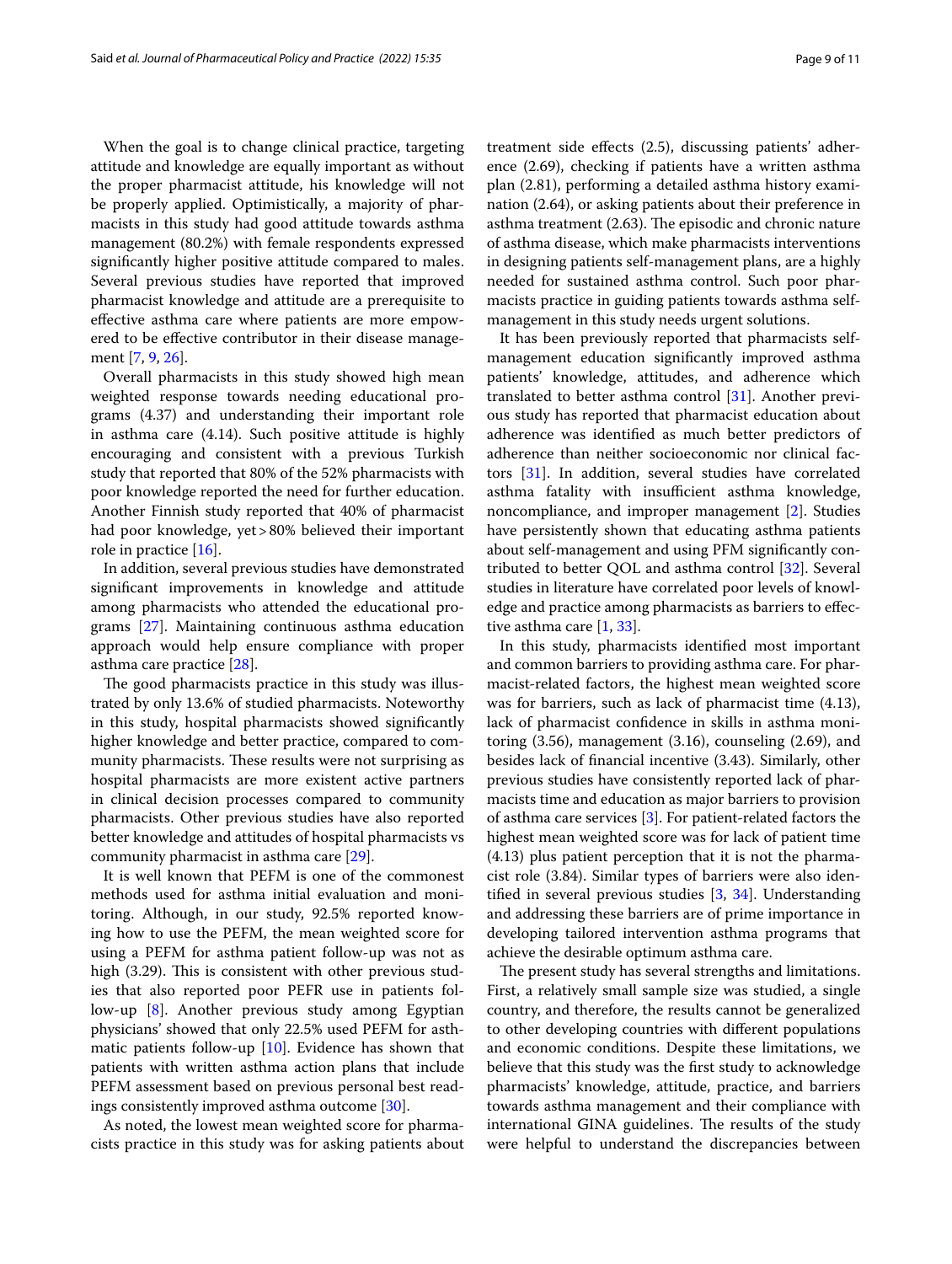When the goal is to change clinical practice, targeting attitude and knowledge are equally important as without the proper pharmacist attitude, his knowledge will not be properly applied. Optimistically, a majority of pharmacists in this study had good attitude towards asthma management (80.2%) with female respondents expressed significantly higher positive attitude compared to males. Several previous studies have reported that improved pharmacist knowledge and attitude are a prerequisite to effective asthma care where patients are more empowered to be effective contributor in their disease management [7, 9, 26].

Overall pharmacists in this study showed high mean weighted response towards needing educational programs (4.37) and understanding their important role in asthma care (4.14). Such positive attitude is highly encouraging and consistent with a previous Turkish study that reported that 80% of the 52% pharmacists with poor knowledge reported the need for further education. Another Finnish study reported that 40% of pharmacist had poor knowledge, yet > 80% believed their important role in practice [16].

In addition, several previous studies have demonstrated significant improvements in knowledge and attitude among pharmacists who attended the educational programs [27]. Maintaining continuous asthma education approach would help ensure compliance with proper asthma care practice [28].

The good pharmacists practice in this study was illustrated by only 13.6% of studied pharmacists. Noteworthy in this study, hospital pharmacists showed significantly higher knowledge and better practice, compared to community pharmacists. These results were not surprising as hospital pharmacists are more existent active partners in clinical decision processes compared to community pharmacists. Other previous studies have also reported better knowledge and attitudes of hospital pharmacists vs community pharmacist in asthma care [29].

It is well known that PEFM is one of the commonest methods used for asthma initial evaluation and monitoring. Although, in our study, 92.5% reported knowing how to use the PEFM, the mean weighted score for using a PEFM for asthma patient follow-up was not as high (3.29). This is consistent with other previous studies that also reported poor PEFR use in patients follow-up [8]. Another previous study among Egyptian physicians' showed that only 22.5% used PEFM for asthmatic patients follow-up [10]. Evidence has shown that patients with written asthma action plans that include PEFM assessment based on previous personal best readings consistently improved asthma outcome [30].

As noted, the lowest mean weighted score for pharmacists practice in this study was for asking patients about treatment side effects (2.5), discussing patients' adherence (2.69), checking if patients have a written asthma plan (2.81), performing a detailed asthma history examination (2.64), or asking patients about their preference in asthma treatment (2.63). The episodic and chronic nature of asthma disease, which make pharmacists interventions in designing patients self-management plans, are a highly needed for sustained asthma control. Such poor pharmacists practice in guiding patients towards asthma self-management in this study needs urgent solutions.

It has been previously reported that pharmacists self-management education significantly improved asthma patients' knowledge, attitudes, and adherence which translated to better asthma control [31]. Another previous study has reported that pharmacist education about adherence was identified as much better predictors of adherence than neither socioeconomic nor clinical factors [31]. In addition, several studies have correlated asthma fatality with insufficient asthma knowledge, noncompliance, and improper management [2]. Studies have persistently shown that educating asthma patients about self-management and using PFM significantly contributed to better QOL and asthma control [32]. Several studies in literature have correlated poor levels of knowledge and practice among pharmacists as barriers to effective asthma care [1, 33].

In this study, pharmacists identified most important and common barriers to providing asthma care. For pharmacist-related factors, the highest mean weighted score was for barriers, such as lack of pharmacist time (4.13), lack of pharmacist confidence in skills in asthma monitoring (3.56), management (3.16), counseling (2.69), and besides lack of financial incentive (3.43). Similarly, other previous studies have consistently reported lack of pharmacists time and education as major barriers to provision of asthma care services [3]. For patient-related factors the highest mean weighted score was for lack of patient time (4.13) plus patient perception that it is not the pharmacist role (3.84). Similar types of barriers were also identified in several previous studies [3, 34]. Understanding and addressing these barriers are of prime importance in developing tailored intervention asthma programs that achieve the desirable optimum asthma care.

The present study has several strengths and limitations. First, a relatively small sample size was studied, a single country, and therefore, the results cannot be generalized to other developing countries with different populations and economic conditions. Despite these limitations, we believe that this study was the first study to acknowledge pharmacists' knowledge, attitude, practice, and barriers towards asthma management and their compliance with international GINA guidelines. The results of the study were helpful to understand the discrepancies between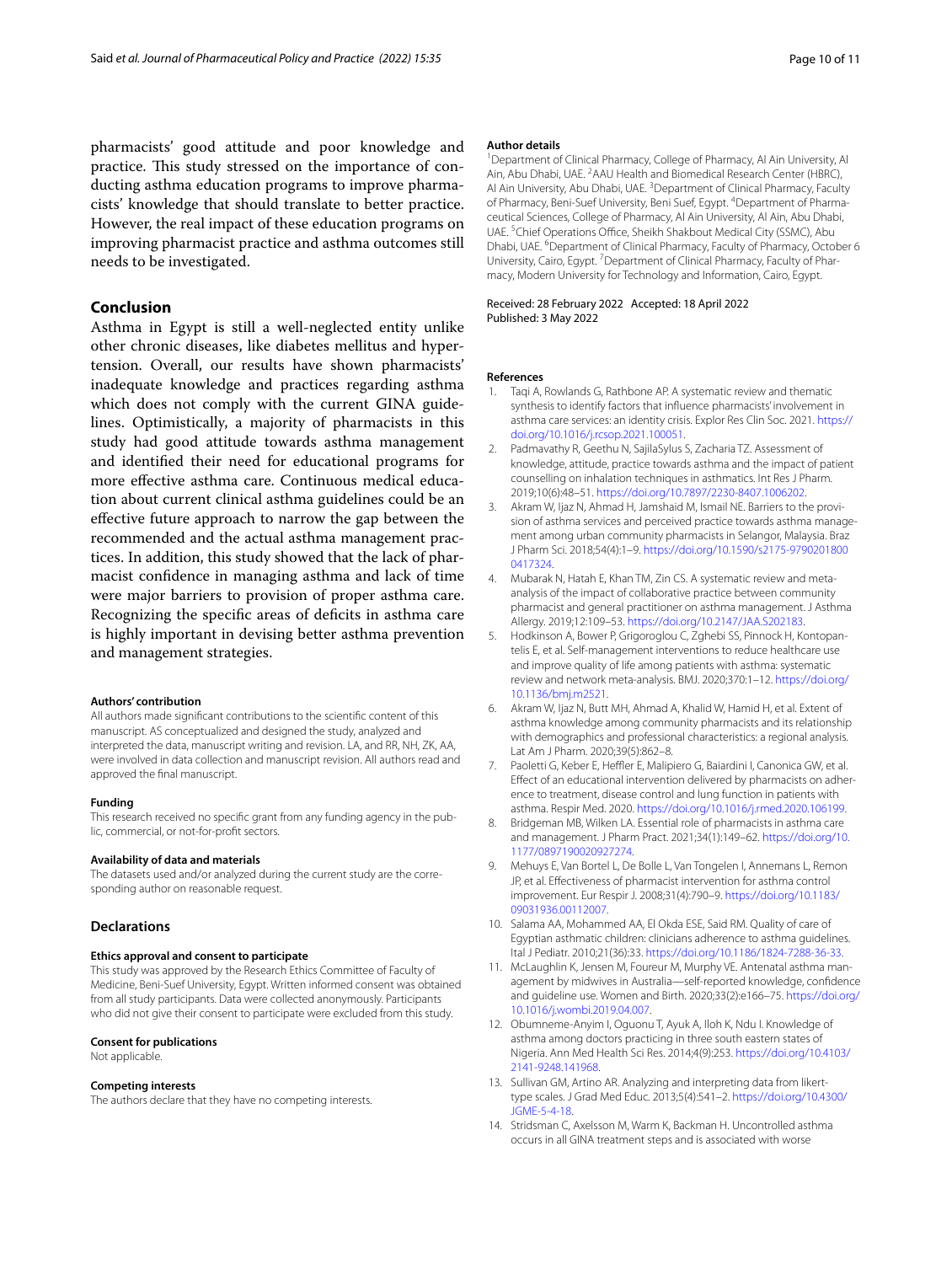pharmacists' good attitude and poor knowledge and practice. This study stressed on the importance of conducting asthma education programs to improve pharmacists' knowledge that should translate to better practice. However, the real impact of these education programs on improving pharmacist practice and asthma outcomes still needs to be investigated.

## Conclusion

Asthma in Egypt is still a well-neglected entity unlike other chronic diseases, like diabetes mellitus and hypertension. Overall, our results have shown pharmacists' inadequate knowledge and practices regarding asthma which does not comply with the current GINA guidelines. Optimistically, a majority of pharmacists in this study had good attitude towards asthma management and identified their need for educational programs for more effective asthma care. Continuous medical education about current clinical asthma guidelines could be an effective future approach to narrow the gap between the recommended and the actual asthma management practices. In addition, this study showed that the lack of pharmacist confidence in managing asthma and lack of time were major barriers to provision of proper asthma care. Recognizing the specific areas of deficits in asthma care is highly important in devising better asthma prevention and management strategies.

#### Authors' contribution

All authors made significant contributions to the scientific content of this manuscript. AS conceptualized and designed the study, analyzed and interpreted the data, manuscript writing and revision. LA, and RR, NH, ZK, AA, were involved in data collection and manuscript revision. All authors read and approved the final manuscript.

#### Funding

This research received no specific grant from any funding agency in the public, commercial, or not-for-profit sectors.

#### Availability of data and materials

The datasets used and/or analyzed during the current study are the corresponding author on reasonable request.

### Declarations

#### Ethics approval and consent to participate

This study was approved by the Research Ethics Committee of Faculty of Medicine, Beni-Suef University, Egypt. Written informed consent was obtained from all study participants. Data were collected anonymously. Participants who did not give their consent to participate were excluded from this study.

#### Consent for publications

Not applicable.

#### Competing interests

The authors declare that they have no competing interests.

#### Author details

[1]Department of Clinical Pharmacy, College of Pharmacy, Al Ain University, Al Ain, Abu Dhabi, UAE. [2]AAU Health and Biomedical Research Center (HBRC), Al Ain University, Abu Dhabi, UAE. [3]Department of Clinical Pharmacy, Faculty of Pharmacy, Beni-Suef University, Beni Suef, Egypt. [4]Department of Pharmaceutical Sciences, College of Pharmacy, Al Ain University, Al Ain, Abu Dhabi, UAE. [5]Chief Operations Office, Sheikh Shakbout Medical City (SSMC), Abu Dhabi, UAE. [6]Department of Clinical Pharmacy, Faculty of Pharmacy, October 6 University, Cairo, Egypt. [7]Department of Clinical Pharmacy, Faculty of Pharmacy, Modern University for Technology and Information, Cairo, Egypt.

Received: 28 February 2022 Accepted: 18 April 2022
Published: 3 May 2022

#### References

1. Taqi A, Rowlands G, Rathbone AP. A systematic review and thematic synthesis to identify factors that influence pharmacists' involvement in asthma care services: an identity crisis. Explor Res Clin Soc. 2021. https://doi.org/10.1016/j.rcsop.2021.100051.
2. Padmavathy R, Geethu N, SajilaSylus S, Zacharia TZ. Assessment of knowledge, attitude, practice towards asthma and the impact of patient counselling on inhalation techniques in asthmatics. Int Res J Pharm. 2019;10(6):48–51. https://doi.org/10.7897/2230-8407.1006202.
3. Akram W, Ijaz N, Ahmad H, Jamshaid M, Ismail NE. Barriers to the provision of asthma services and perceived practice towards asthma management among urban community pharmacists in Selangor, Malaysia. Braz J Pharm Sci. 2018;54(4):1–9. https://doi.org/10.1590/s2175-97902018000417324.
4. Mubarak N, Hatah E, Khan TM, Zin CS. A systematic review and meta-analysis of the impact of collaborative practice between community pharmacist and general practitioner on asthma management. J Asthma Allergy. 2019;12:109–53. https://doi.org/10.2147/JAA.S202183.
5. Hodkinson A, Bower P, Grigoroglou C, Zghebi SS, Pinnock H, Kontopantelis E, et al. Self-management interventions to reduce healthcare use and improve quality of life among patients with asthma: systematic review and network meta-analysis. BMJ. 2020;370:1–12. https://doi.org/10.1136/bmj.m2521.
6. Akram W, Ijaz N, Butt MH, Ahmad A, Khalid W, Hamid H, et al. Extent of asthma knowledge among community pharmacists and its relationship with demographics and professional characteristics: a regional analysis. Lat Am J Pharm. 2020;39(5):862–8.
7. Paoletti G, Keber E, Heffler E, Malipiero G, Baiardini I, Canonica GW, et al. Effect of an educational intervention delivered by pharmacists on adherence to treatment, disease control and lung function in patients with asthma. Respir Med. 2020. https://doi.org/10.1016/j.rmed.2020.106199.
8. Bridgeman MB, Wilken LA. Essential role of pharmacists in asthma care and management. J Pharm Pract. 2021;34(1):149–62. https://doi.org/10.1177/0897190020927274.
9. Mehuys E, Van Bortel L, De Bolle L, Van Tongelen I, Annemans L, Remon JP, et al. Effectiveness of pharmacist intervention for asthma control improvement. Eur Respir J. 2008;31(4):790–9. https://doi.org/10.1183/09031936.00112007.
10. Salama AA, Mohammed AA, El Okda ESE, Said RM. Quality of care of Egyptian asthmatic children: clinicians adherence to asthma guidelines. Ital J Pediatr. 2010;21(36):33. https://doi.org/10.1186/1824-7288-36-33.
11. McLaughlin K, Jensen M, Foureur M, Murphy VE. Antenatal asthma management by midwives in Australia—self-reported knowledge, confidence and guideline use. Women and Birth. 2020;33(2):e166–75. https://doi.org/10.1016/j.wombi.2019.04.007.
12. Obumneme-Anyim I, Oguonu T, Ayuk A, Iloh K, Ndu I. Knowledge of asthma among doctors practicing in three south eastern states of Nigeria. Ann Med Health Sci Res. 2014;4(9):253. https://doi.org/10.4103/2141-9248.141968.
13. Sullivan GM, Artino AR. Analyzing and interpreting data from likert-type scales. J Grad Med Educ. 2013;5(4):541–2. https://doi.org/10.4300/JGME-5-4-18.
14. Stridsman C, Axelsson M, Warm K, Backman H. Uncontrolled asthma occurs in all GINA treatment steps and is associated with worse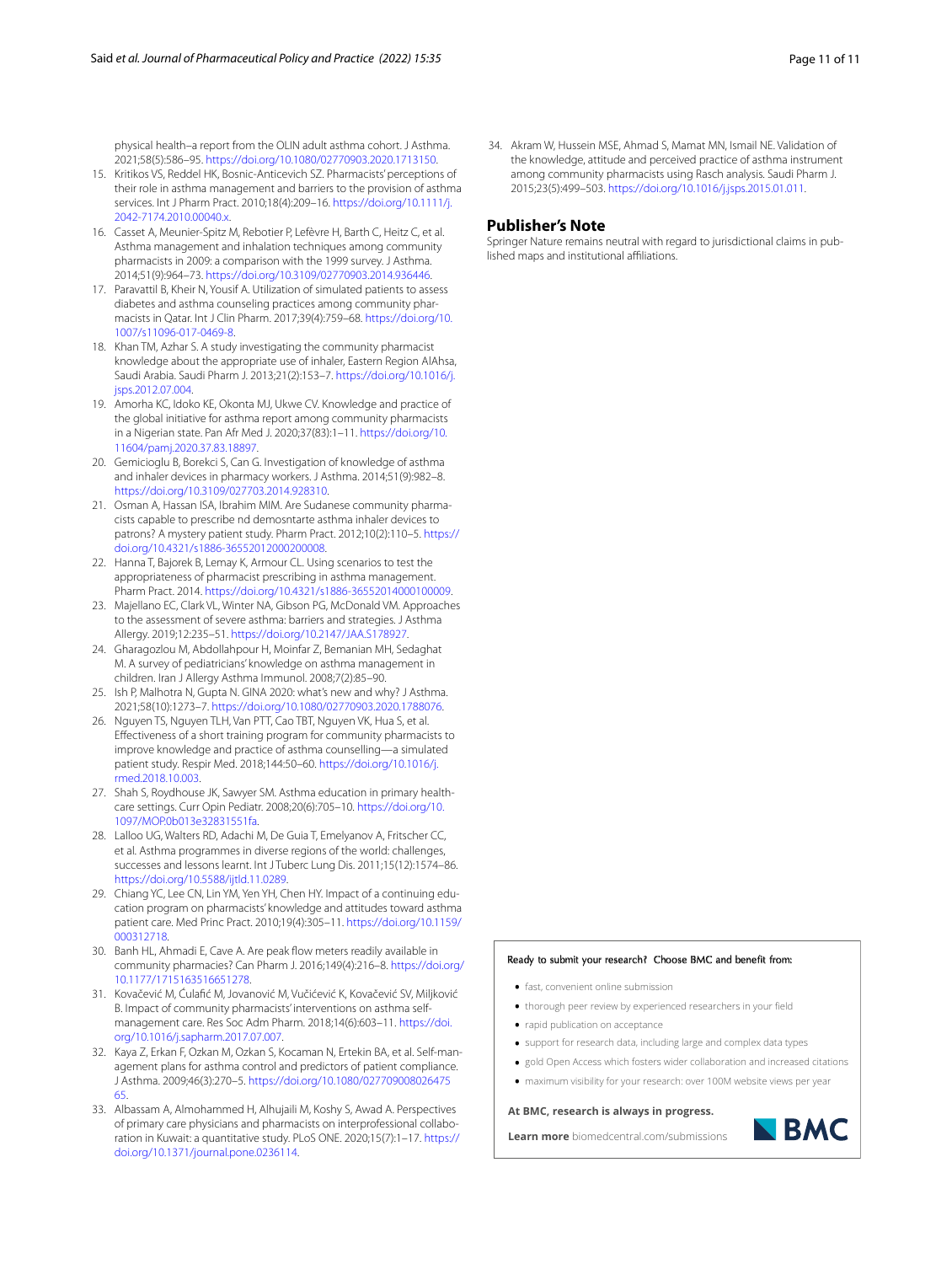physical health–a report from the OLIN adult asthma cohort. J Asthma. 2021;58(5):586–95. https://doi.org/10.1080/02770903.2020.1713150.

15. Kritikos VS, Reddel HK, Bosnic-Anticevich SZ. Pharmacists' perceptions of their role in asthma management and barriers to the provision of asthma services. Int J Pharm Pract. 2010;18(4):209–16. https://doi.org/10.1111/j.2042-7174.2010.00040.x.
16. Casset A, Meunier-Spitz M, Rebotier P, Lefèvre H, Barth C, Heitz C, et al. Asthma management and inhalation techniques among community pharmacists in 2009: a comparison with the 1999 survey. J Asthma. 2014;51(9):964–73. https://doi.org/10.3109/02770903.2014.936446.
17. Paravattil B, Kheir N, Yousif A. Utilization of simulated patients to assess diabetes and asthma counseling practices among community pharmacists in Qatar. Int J Clin Pharm. 2017;39(4):759–68. https://doi.org/10.1007/s11096-017-0469-8.
18. Khan TM, Azhar S. A study investigating the community pharmacist knowledge about the appropriate use of inhaler, Eastern Region AlAhsa, Saudi Arabia. Saudi Pharm J. 2013;21(2):153–7. https://doi.org/10.1016/j.jsps.2012.07.004.
19. Amorha KC, Idoko KE, Okonta MJ, Ukwe CV. Knowledge and practice of the global initiative for asthma report among community pharmacists in a Nigerian state. Pan Afr Med J. 2020;37(83):1–11. https://doi.org/10.11604/pamj.2020.37.83.18897.
20. Gemicioglu B, Borekci S, Can G. Investigation of knowledge of asthma and inhaler devices in pharmacy workers. J Asthma. 2014;51(9):982–8. https://doi.org/10.3109/027703.2014.928310.
21. Osman A, Hassan ISA, Ibrahim MIM. Are Sudanese community pharmacists capable to prescribe nd demosntarte asthma inhaler devices to patrons? A mystery patient study. Pharm Pract. 2012;10(2):110–5. https://doi.org/10.4321/s1886-36552012000200008.
22. Hanna T, Bajorek B, Lemay K, Armour CL. Using scenarios to test the appropriateness of pharmacist prescribing in asthma management. Pharm Pract. 2014. https://doi.org/10.4321/s1886-36552014000100009.
23. Majellano EC, Clark VL, Winter NA, Gibson PG, McDonald VM. Approaches to the assessment of severe asthma: barriers and strategies. J Asthma Allergy. 2019;12:235–51. https://doi.org/10.2147/JAA.S178927.
24. Gharagozlou M, Abdollahpour H, Moinfar Z, Bemanian MH, Sedaghat M. A survey of pediatricians' knowledge on asthma management in children. Iran J Allergy Asthma Immunol. 2008;7(2):85–90.
25. Ish P, Malhotra N, Gupta N. GINA 2020: what's new and why? J Asthma. 2021;58(10):1273–7. https://doi.org/10.1080/02770903.2020.1788076.
26. Nguyen TS, Nguyen TLH, Van PTT, Cao TBT, Nguyen VK, Hua S, et al. Effectiveness of a short training program for community pharmacists to improve knowledge and practice of asthma counselling—a simulated patient study. Respir Med. 2018;144:50–60. https://doi.org/10.1016/j.rmed.2018.10.003.
27. Shah S, Roydhouse JK, Sawyer SM. Asthma education in primary healthcare settings. Curr Opin Pediatr. 2008;20(6):705–10. https://doi.org/10.1097/MOP.0b013e32831551fa.
28. Lalloo UG, Walters RD, Adachi M, De Guia T, Emelyanov A, Fritscher CC, et al. Asthma programmes in diverse regions of the world: challenges, successes and lessons learnt. Int J Tuberc Lung Dis. 2011;15(12):1574–86. https://doi.org/10.5588/ijtld.11.0289.
29. Chiang YC, Lee CN, Lin YM, Yen YH, Chen HY. Impact of a continuing education program on pharmacists' knowledge and attitudes toward asthma patient care. Med Princ Pract. 2010;19(4):305–11. https://doi.org/10.1159/000312718.
30. Banh HL, Ahmadi E, Cave A. Are peak flow meters readily available in community pharmacies? Can Pharm J. 2016;149(4):216–8. https://doi.org/10.1177/1715163516651278.
31. Kovačević M, Ćulafić M, Jovanović M, Vučićević K, Kovačević SV, Miljković B. Impact of community pharmacists' interventions on asthma self-management care. Res Soc Adm Pharm. 2018;14(6):603–11. https://doi.org/10.1016/j.sapharm.2017.07.007.
32. Kaya Z, Erkan F, Ozkan M, Ozkan S, Kocaman N, Ertekin BA, et al. Self-management plans for asthma control and predictors of patient compliance. J Asthma. 2009;46(3):270–5. https://doi.org/10.1080/02770900802647565.
33. Albassam A, Almohammed H, Alhujaili M, Koshy S, Awad A. Perspectives of primary care physicians and pharmacists on interprofessional collaboration in Kuwait: a quantitative study. PLoS ONE. 2020;15(7):1–17. https://doi.org/10.1371/journal.pone.0236114.
34. Akram W, Hussein MSE, Ahmad S, Mamat MN, Ismail NE. Validation of the knowledge, attitude and perceived practice of asthma instrument among community pharmacists using Rasch analysis. Saudi Pharm J. 2015;23(5):499–503. https://doi.org/10.1016/j.jsps.2015.01.011.

## Publisher's Note

Springer Nature remains neutral with regard to jurisdictional claims in published maps and institutional affiliations.

Ready to submit your research? Choose BMC and benefit from:

- fast, convenient online submission
- thorough peer review by experienced researchers in your field
- rapid publication on acceptance
- support for research data, including large and complex data types
- gold Open Access which fosters wider collaboration and increased citations
- maximum visibility for your research: over 100M website views per year

**At BMC, research is always in progress.**

**Learn more** biomedcentral.com/submissions

BMC